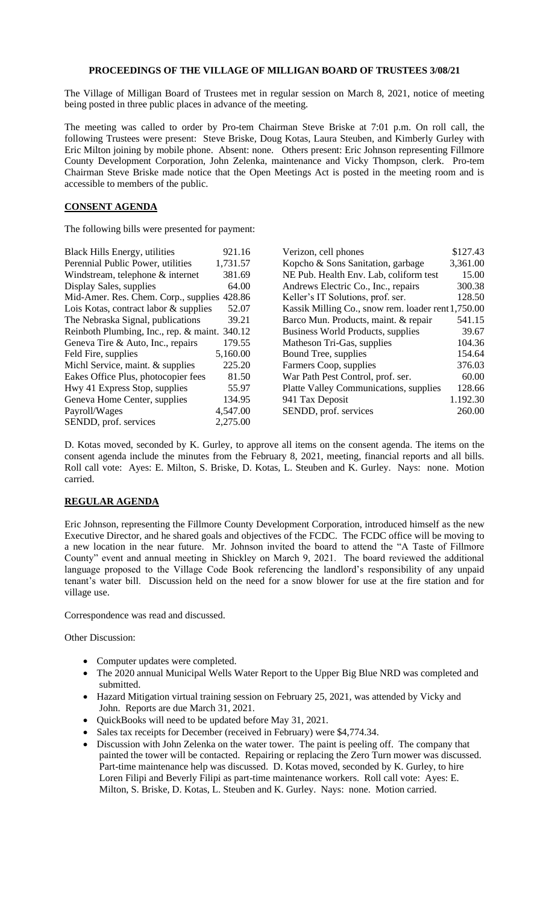**PROCEEDINGS OF THE VILLAGE OF MILLIGAN BOARD OF TRUSTEES 3/08/21**

The Village of Milligan Board of Trustees met in regular session on March 8, 2021, notice of meeting being posted in three public places in advance of the meeting.

The meeting was called to order by Pro-tem Chairman Steve Briske at 7:01 p.m. On roll call, the following Trustees were present: Steve Briske, Doug Kotas, Laura Steuben, and Kimberly Gurley with Eric Milton joining by mobile phone. Absent: none. Others present: Eric Johnson representing Fillmore County Development Corporation, John Zelenka, maintenance and Vicky Thompson, clerk. Pro-tem Chairman Steve Briske made notice that the Open Meetings Act is posted in the meeting room and is accessible to members of the public.

## **CONSENT AGENDA**

The following bills were presented for payment:

| | | | |
|---|---|---|---|
| Black Hills Energy, utilities | 921.16 | Verizon, cell phones | $127.43 |
| Perennial Public Power, utilities | 1,731.57 | Kopcho & Sons Sanitation, garbage | 3,361.00 |
| Windstream, telephone & internet | 381.69 | NE Pub. Health Env. Lab, coliform test | 15.00 |
| Display Sales, supplies | 64.00 | Andrews Electric Co., Inc., repairs | 300.38 |
| Mid-Amer. Res. Chem. Corp., supplies | 428.86 | Keller's IT Solutions, prof. ser. | 128.50 |
| Lois Kotas, contract labor & supplies | 52.07 | Kassik Milling Co., snow rem. loader rent | 1,750.00 |
| The Nebraska Signal, publications | 39.21 | Barco Mun. Products, maint. & repair | 541.15 |
| Reinboth Plumbing, Inc., rep. & maint. | 340.12 | Business World Products, supplies | 39.67 |
| Geneva Tire & Auto, Inc., repairs | 179.55 | Matheson Tri-Gas, supplies | 104.36 |
| Feld Fire, supplies | 5,160.00 | Bound Tree, supplies | 154.64 |
| Michl Service, maint. & supplies | 225.20 | Farmers Coop, supplies | 376.03 |
| Eakes Office Plus, photocopier fees | 81.50 | War Path Pest Control, prof. ser. | 60.00 |
| Hwy 41 Express Stop, supplies | 55.97 | Platte Valley Communications, supplies | 128.66 |
| Geneva Home Center, supplies | 134.95 | 941 Tax Deposit | 1.192.30 |
| Payroll/Wages | 4,547.00 | SENDD, prof. services | 260.00 |
| SENDD, prof. services | 2,275.00 | | |

D. Kotas moved, seconded by K. Gurley, to approve all items on the consent agenda. The items on the consent agenda include the minutes from the February 8, 2021, meeting, financial reports and all bills. Roll call vote: Ayes: E. Milton, S. Briske, D. Kotas, L. Steuben and K. Gurley. Nays: none. Motion carried.

## **REGULAR AGENDA**

Eric Johnson, representing the Fillmore County Development Corporation, introduced himself as the new Executive Director, and he shared goals and objectives of the FCDC. The FCDC office will be moving to a new location in the near future. Mr. Johnson invited the board to attend the "A Taste of Fillmore County" event and annual meeting in Shickley on March 9, 2021. The board reviewed the additional language proposed to the Village Code Book referencing the landlord's responsibility of any unpaid tenant's water bill. Discussion held on the need for a snow blower for use at the fire station and for village use.

Correspondence was read and discussed.

Other Discussion:

- Computer updates were completed.
- The 2020 annual Municipal Wells Water Report to the Upper Big Blue NRD was completed and submitted.
- Hazard Mitigation virtual training session on February 25, 2021, was attended by Vicky and John. Reports are due March 31, 2021.
- QuickBooks will need to be updated before May 31, 2021.
- Sales tax receipts for December (received in February) were $4,774.34.
- Discussion with John Zelenka on the water tower. The paint is peeling off. The company that painted the tower will be contacted. Repairing or replacing the Zero Turn mower was discussed. Part-time maintenance help was discussed. D. Kotas moved, seconded by K. Gurley, to hire Loren Filipi and Beverly Filipi as part-time maintenance workers. Roll call vote: Ayes: E. Milton, S. Briske, D. Kotas, L. Steuben and K. Gurley. Nays: none. Motion carried.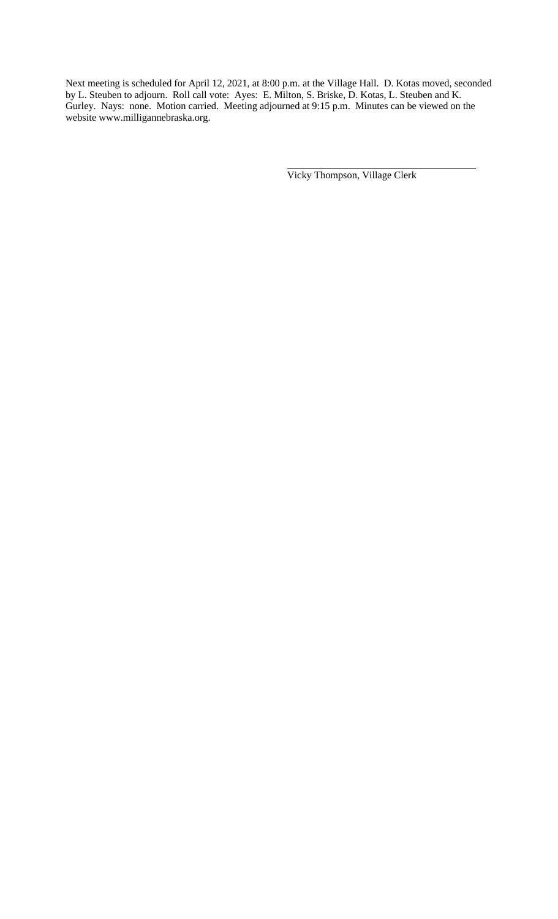Next meeting is scheduled for April 12, 2021, at 8:00 p.m. at the Village Hall. D. Kotas moved, seconded by L. Steuben to adjourn. Roll call vote: Ayes: E. Milton, S. Briske, D. Kotas, L. Steuben and K. Gurley. Nays: none. Motion carried. Meeting adjourned at 9:15 p.m. Minutes can be viewed on the website www.millignannebraska.org.

\_\_\_\_\_\_\_\_\_\_\_\_\_\_\_\_\_\_\_\_\_\_\_\_\_\_\_\_\_\_\_\_\_\_

Vicky Thompson, Village Clerk